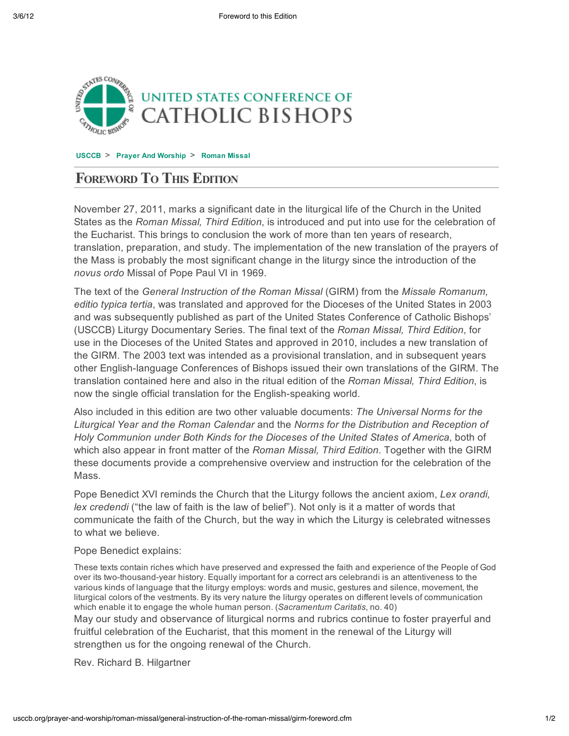UNITED STATES CONFERENCE OF CATHOLIC BISHOPS

USCCB > Prayer And Worship > Roman Missal

# Foreword To This Edition

November 27, 2011, marks a significant date in the liturgical life of the Church in the United States as the *Roman Missal, Third Edition*, is introduced and put into use for the celebration of the Eucharist. This brings to conclusion the work of more than ten years of research, translation, preparation, and study. The implementation of the new translation of the prayers of the Mass is probably the most significant change in the liturgy since the introduction of the *novus ordo* Missal of Pope Paul VI in 1969.

The text of the *General Instruction of the Roman Missal* (GIRM) from the *Missale Romanum, editio typica tertia*, was translated and approved for the Dioceses of the United States in 2003 and was subsequently published as part of the United States Conference of Catholic Bishops' (USCCB) Liturgy Documentary Series. The final text of the *Roman Missal, Third Edition*, for use in the Dioceses of the United States and approved in 2010, includes a new translation of the GIRM. The 2003 text was intended as a provisional translation, and in subsequent years other English-language Conferences of Bishops issued their own translations of the GIRM. The translation contained here and also in the ritual edition of the *Roman Missal, Third Edition*, is now the single official translation for the English-speaking world.

Also included in this edition are two other valuable documents: *The Universal Norms for the Liturgical Year and the Roman Calendar* and the *Norms for the Distribution and Reception of Holy Communion under Both Kinds for the Dioceses of the United States of America*, both of which also appear in front matter of the *Roman Missal, Third Edition*. Together with the GIRM these documents provide a comprehensive overview and instruction for the celebration of the Mass.

Pope Benedict XVI reminds the Church that the Liturgy follows the ancient axiom, *Lex orandi, lex credendi* ("the law of faith is the law of belief"). Not only is it a matter of words that communicate the faith of the Church, but the way in which the Liturgy is celebrated witnesses to what we believe.

Pope Benedict explains:

> These texts contain riches which have preserved and expressed the faith and experience of the People of God over its two-thousand-year history. Equally important for a correct ars celebrandi is an attentiveness to the various kinds of language that the liturgy employs: words and music, gestures and silence, movement, the liturgical colors of the vestments. By its very nature the liturgy operates on different levels of communication which enable it to engage the whole human person. (*Sacramentum Caritatis*, no. 40)

May our study and observance of liturgical norms and rubrics continue to foster prayerful and fruitful celebration of the Eucharist, that this moment in the renewal of the Liturgy will strengthen us for the ongoing renewal of the Church.

Rev. Richard B. Hilgartner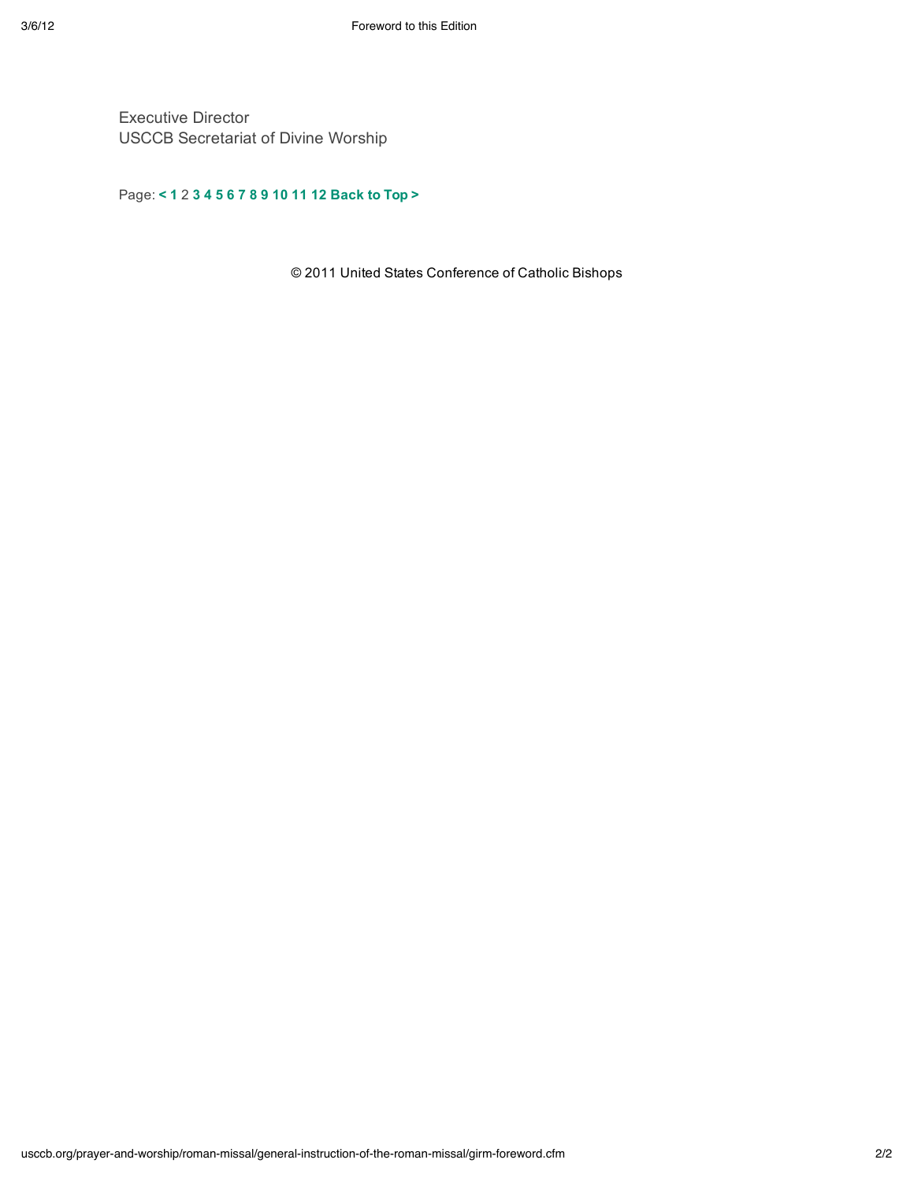Executive Director
USCCB Secretariat of Divine Worship

Page: **< 1** 2 **3 4 5 6 7 8 9 10 11 12 Back to Top >**

© 2011 United States Conference of Catholic Bishops